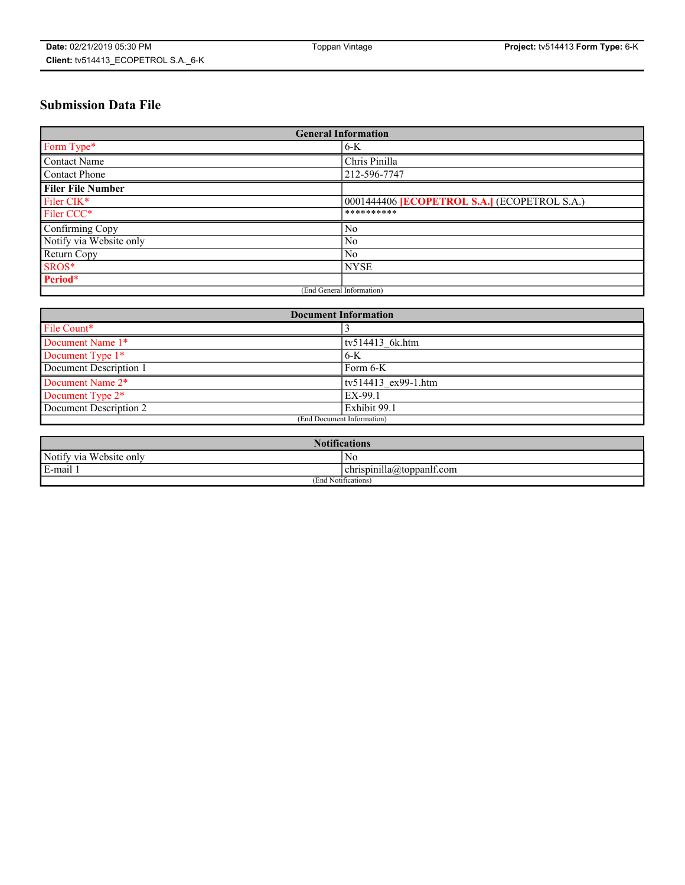# Submission Data File

| General Information | |
|---|---|
| Form Type* | 6-K |
| Contact Name | Chris Pinilla |
| Contact Phone | 212-596-7747 |
| **Filer File Number** | |
| Filer CIK* | 0001444406 **[ECOPETROL S.A.]** (ECOPETROL S.A.) |
| Filer CCC* | ********** |
| Confirming Copy | No |
| Notify via Website only | No |
| Return Copy | No |
| SROS* | NYSE |
| **Period*** | |
| (End General Information) | |

| Document Information | |
|---|---|
| File Count* | 3 |
| Document Name 1* | tv514413_6k.htm |
| Document Type 1* | 6-K |
| Document Description 1 | Form 6-K |
| Document Name 2* | tv514413_ex99-1.htm |
| Document Type 2* | EX-99.1 |
| Document Description 2 | Exhibit 99.1 |
| (End Document Information) | |

| Notifications | |
|---|---|
| Notify via Website only | No |
| E-mail 1 | chrispinilla@toppanlf.com |
| (End Notifications) | |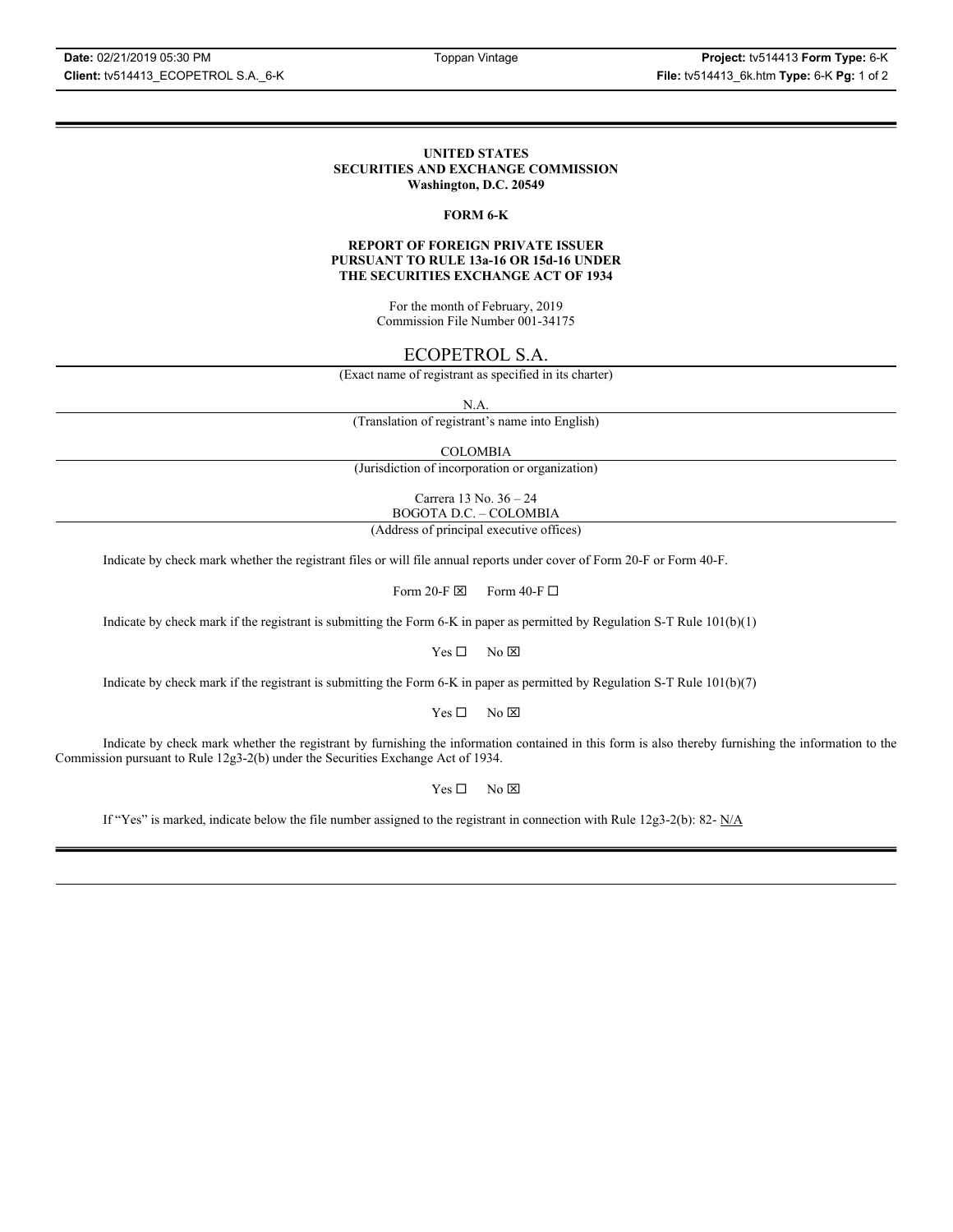**UNITED STATES**
**SECURITIES AND EXCHANGE COMMISSION**
**Washington, D.C. 20549**

**FORM 6-K**

**REPORT OF FOREIGN PRIVATE ISSUER**
**PURSUANT TO RULE 13a-16 OR 15d-16 UNDER**
**THE SECURITIES EXCHANGE ACT OF 1934**

For the month of February, 2019
Commission File Number 001-34175

ECOPETROL S.A.

(Exact name of registrant as specified in its charter)

N.A.

(Translation of registrant's name into English)

COLOMBIA

(Jurisdiction of incorporation or organization)

Carrera 13 No. 36 – 24
BOGOTA D.C. – COLOMBIA

(Address of principal executive offices)

Indicate by check mark whether the registrant files or will file annual reports under cover of Form 20-F or Form 40-F.

Form 20-F ☒ Form 40-F ☐

Indicate by check mark if the registrant is submitting the Form 6-K in paper as permitted by Regulation S-T Rule 101(b)(1)

Yes ☐ No ☒

Indicate by check mark if the registrant is submitting the Form 6-K in paper as permitted by Regulation S-T Rule 101(b)(7)

Yes ☐ No ☒

Indicate by check mark whether the registrant by furnishing the information contained in this form is also thereby furnishing the information to the Commission pursuant to Rule 12g3-2(b) under the Securities Exchange Act of 1934.

Yes ☐ No ☒

If "Yes" is marked, indicate below the file number assigned to the registrant in connection with Rule 12g3-2(b): 82- N/A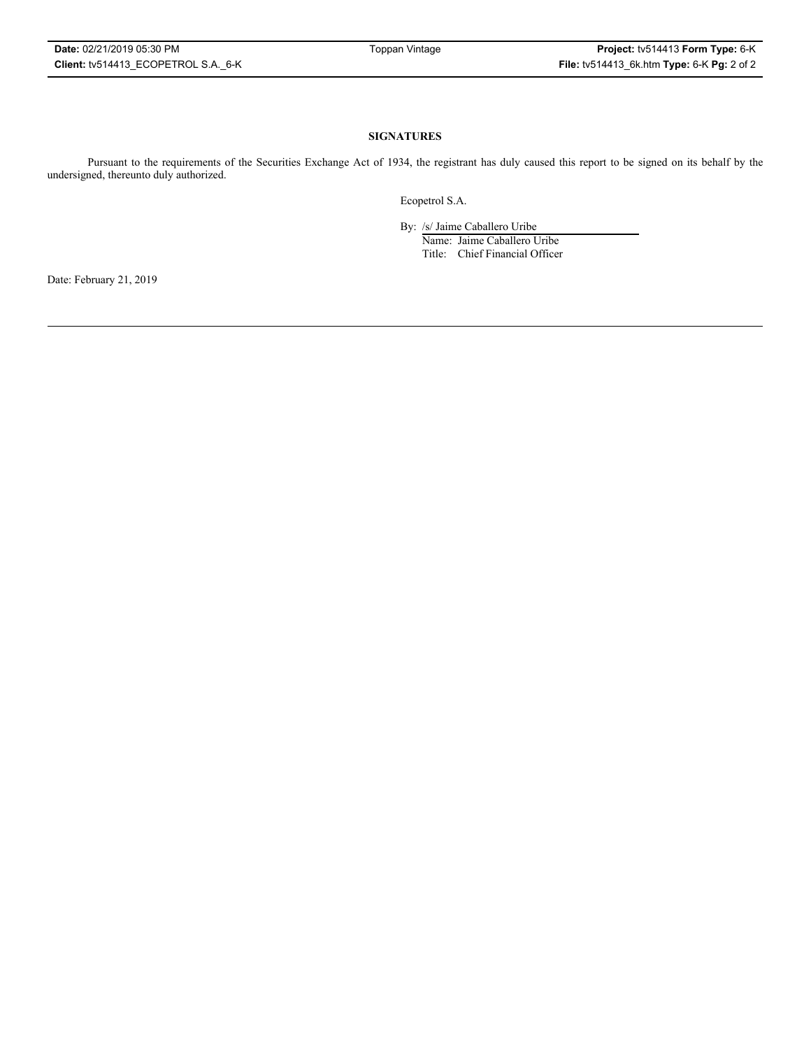**SIGNATURES**

Pursuant to the requirements of the Securities Exchange Act of 1934, the registrant has duly caused this report to be signed on its behalf by the undersigned, thereunto duly authorized.

Ecopetrol S.A.

By: /s/ Jaime Caballero Uribe
Name: Jaime Caballero Uribe
Title: Chief Financial Officer

Date: February 21, 2019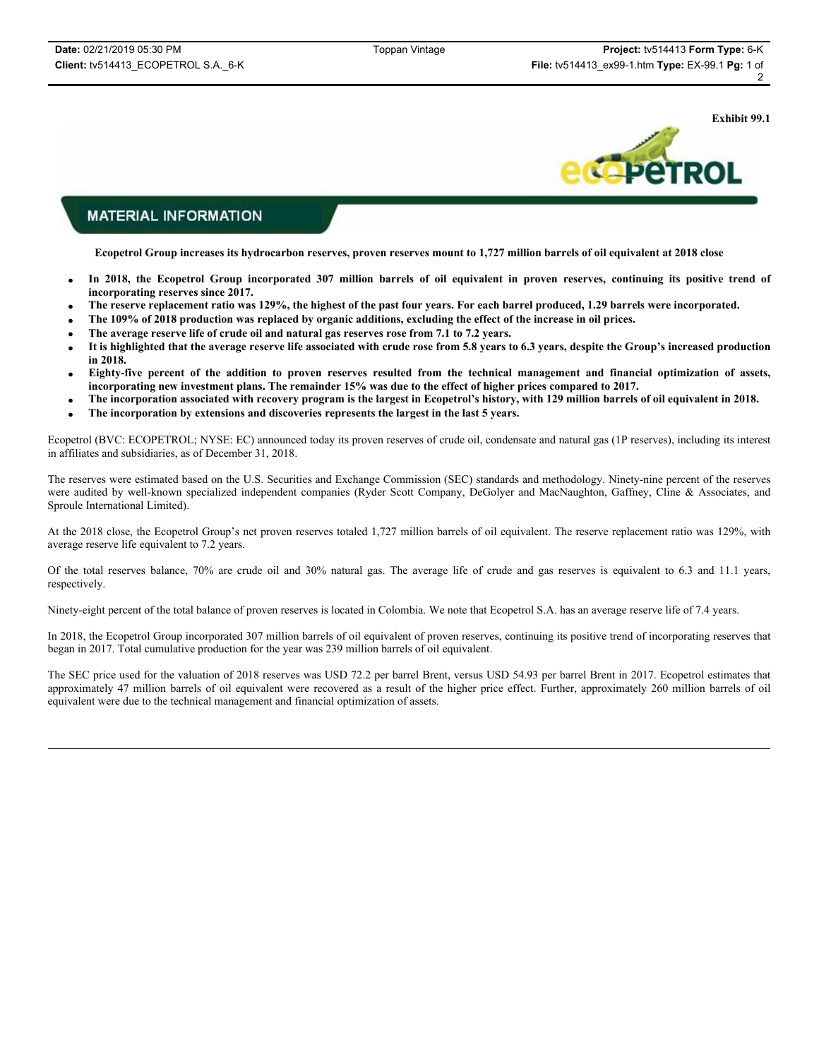**Exhibit 99.1**

## MATERIAL INFORMATION

**Ecopetrol Group increases its hydrocarbon reserves, proven reserves mount to 1,727 million barrels of oil equivalent at 2018 close**

- **In 2018, the Ecopetrol Group incorporated 307 million barrels of oil equivalent in proven reserves, continuing its positive trend of incorporating reserves since 2017.**
- **The reserve replacement ratio was 129%, the highest of the past four years. For each barrel produced, 1.29 barrels were incorporated.**
- **The 109% of 2018 production was replaced by organic additions, excluding the effect of the increase in oil prices.**
- **The average reserve life of crude oil and natural gas reserves rose from 7.1 to 7.2 years.**
- **It is highlighted that the average reserve life associated with crude rose from 5.8 years to 6.3 years, despite the Group's increased production in 2018.**
- **Eighty-five percent of the addition to proven reserves resulted from the technical management and financial optimization of assets, incorporating new investment plans. The remainder 15% was due to the effect of higher prices compared to 2017.**
- **The incorporation associated with recovery program is the largest in Ecopetrol's history, with 129 million barrels of oil equivalent in 2018.**
- **The incorporation by extensions and discoveries represents the largest in the last 5 years.**

Ecopetrol (BVC: ECOPETROL; NYSE: EC) announced today its proven reserves of crude oil, condensate and natural gas (1P reserves), including its interest in affiliates and subsidiaries, as of December 31, 2018.

The reserves were estimated based on the U.S. Securities and Exchange Commission (SEC) standards and methodology. Ninety-nine percent of the reserves were audited by well-known specialized independent companies (Ryder Scott Company, DeGolyer and MacNaughton, Gaffney, Cline & Associates, and Sproule International Limited).

At the 2018 close, the Ecopetrol Group's net proven reserves totaled 1,727 million barrels of oil equivalent. The reserve replacement ratio was 129%, with average reserve life equivalent to 7.2 years.

Of the total reserves balance, 70% are crude oil and 30% natural gas. The average life of crude and gas reserves is equivalent to 6.3 and 11.1 years, respectively.

Ninety-eight percent of the total balance of proven reserves is located in Colombia. We note that Ecopetrol S.A. has an average reserve life of 7.4 years.

In 2018, the Ecopetrol Group incorporated 307 million barrels of oil equivalent of proven reserves, continuing its positive trend of incorporating reserves that began in 2017. Total cumulative production for the year was 239 million barrels of oil equivalent.

The SEC price used for the valuation of 2018 reserves was USD 72.2 per barrel Brent, versus USD 54.93 per barrel Brent in 2017. Ecopetrol estimates that approximately 47 million barrels of oil equivalent were recovered as a result of the higher price effect. Further, approximately 260 million barrels of oil equivalent were due to the technical management and financial optimization of assets.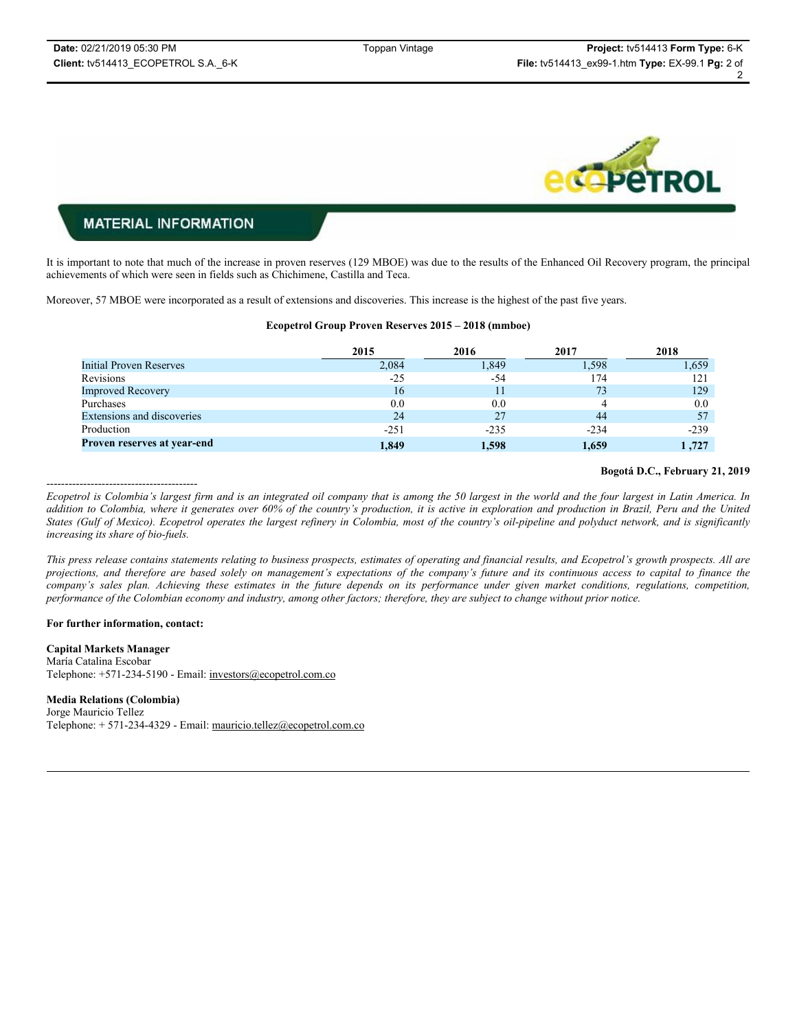## MATERIAL INFORMATION

It is important to note that much of the increase in proven reserves (129 MBOE) was due to the results of the Enhanced Oil Recovery program, the principal achievements of which were seen in fields such as Chichimene, Castilla and Teca.

Moreover, 57 MBOE were incorporated as a result of extensions and discoveries. This increase is the highest of the past five years.

**Ecopetrol Group Proven Reserves 2015 – 2018 (mmboe)**

| | 2015 | 2016 | 2017 | 2018 |
|---|---|---|---|---|
| Initial Proven Reserves | 2,084 | 1,849 | 1,598 | 1,659 |
| Revisions | -25 | -54 | 174 | 121 |
| Improved Recovery | 16 | 11 | 73 | 129 |
| Purchases | 0.0 | 0.0 | 4 | 0.0 |
| Extensions and discoveries | 24 | 27 | 44 | 57 |
| Production | -251 | -235 | -234 | -239 |
| **Proven reserves at year-end** | **1,849** | **1,598** | **1,659** | **1 ,727** |

**Bogotá D.C., February 21, 2019**

-----------------------------------------

*Ecopetrol is Colombia's largest firm and is an integrated oil company that is among the 50 largest in the world and the four largest in Latin America. In addition to Colombia, where it generates over 60% of the country's production, it is active in exploration and production in Brazil, Peru and the United States (Gulf of Mexico). Ecopetrol operates the largest refinery in Colombia, most of the country's oil-pipeline and polyduct network, and is significantly increasing its share of bio-fuels.*

*This press release contains statements relating to business prospects, estimates of operating and financial results, and Ecopetrol's growth prospects. All are projections, and therefore are based solely on management's expectations of the company's future and its continuous access to capital to finance the company's sales plan. Achieving these estimates in the future depends on its performance under given market conditions, regulations, competition, performance of the Colombian economy and industry, among other factors; therefore, they are subject to change without prior notice.*

**For further information, contact:**

**Capital Markets Manager**
María Catalina Escobar
Telephone: +571-234-5190 - Email: investors@ecopetrol.com.co

**Media Relations (Colombia)**
Jorge Mauricio Tellez
Telephone: + 571-234-4329 - Email: mauricio.tellez@ecopetrol.com.co